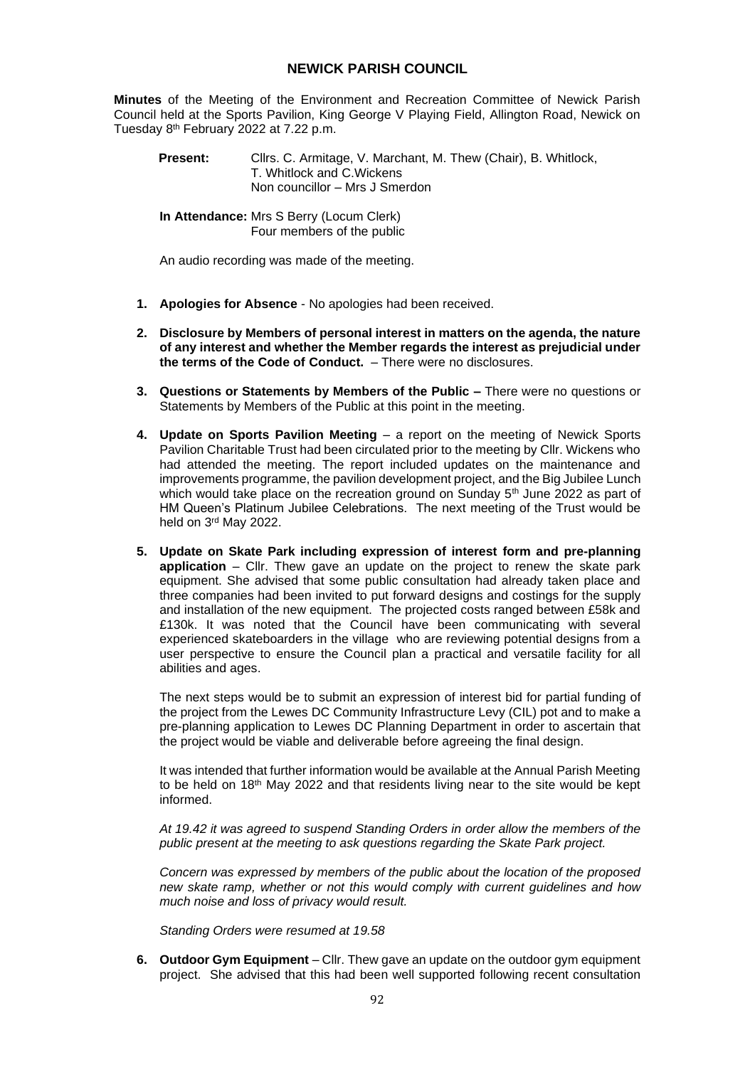# NEWICK PARISH COUNCIL

**Minutes** of the Meeting of the Environment and Recreation Committee of Newick Parish Council held at the Sports Pavilion, King George V Playing Field, Allington Road, Newick on Tuesday 8th February 2022 at 7.22 p.m.

**Present:** Cllrs. C. Armitage, V. Marchant, M. Thew (Chair), B. Whitlock, T. Whitlock and C.Wickens
Non councillor – Mrs J Smerdon

**In Attendance:** Mrs S Berry (Locum Clerk)
Four members of the public

An audio recording was made of the meeting.

1. **Apologies for Absence** - No apologies had been received.

2. **Disclosure by Members of personal interest in matters on the agenda, the nature of any interest and whether the Member regards the interest as prejudicial under the terms of the Code of Conduct.** – There were no disclosures.

3. **Questions or Statements by Members of the Public –** There were no questions or Statements by Members of the Public at this point in the meeting.

4. **Update on Sports Pavilion Meeting** – a report on the meeting of Newick Sports Pavilion Charitable Trust had been circulated prior to the meeting by Cllr. Wickens who had attended the meeting. The report included updates on the maintenance and improvements programme, the pavilion development project, and the Big Jubilee Lunch which would take place on the recreation ground on Sunday 5th June 2022 as part of HM Queen's Platinum Jubilee Celebrations. The next meeting of the Trust would be held on 3rd May 2022.

5. **Update on Skate Park including expression of interest form and pre-planning application** – Cllr. Thew gave an update on the project to renew the skate park equipment. She advised that some public consultation had already taken place and three companies had been invited to put forward designs and costings for the supply and installation of the new equipment. The projected costs ranged between £58k and £130k. It was noted that the Council have been communicating with several experienced skateboarders in the village who are reviewing potential designs from a user perspective to ensure the Council plan a practical and versatile facility for all abilities and ages.

   The next steps would be to submit an expression of interest bid for partial funding of the project from the Lewes DC Community Infrastructure Levy (CIL) pot and to make a pre-planning application to Lewes DC Planning Department in order to ascertain that the project would be viable and deliverable before agreeing the final design.

   It was intended that further information would be available at the Annual Parish Meeting to be held on 18th May 2022 and that residents living near to the site would be kept informed.

   *At 19.42 it was agreed to suspend Standing Orders in order allow the members of the public present at the meeting to ask questions regarding the Skate Park project.*

   *Concern was expressed by members of the public about the location of the proposed new skate ramp, whether or not this would comply with current guidelines and how much noise and loss of privacy would result.*

   *Standing Orders were resumed at 19.58*

6. **Outdoor Gym Equipment** – Cllr. Thew gave an update on the outdoor gym equipment project. She advised that this had been well supported following recent consultation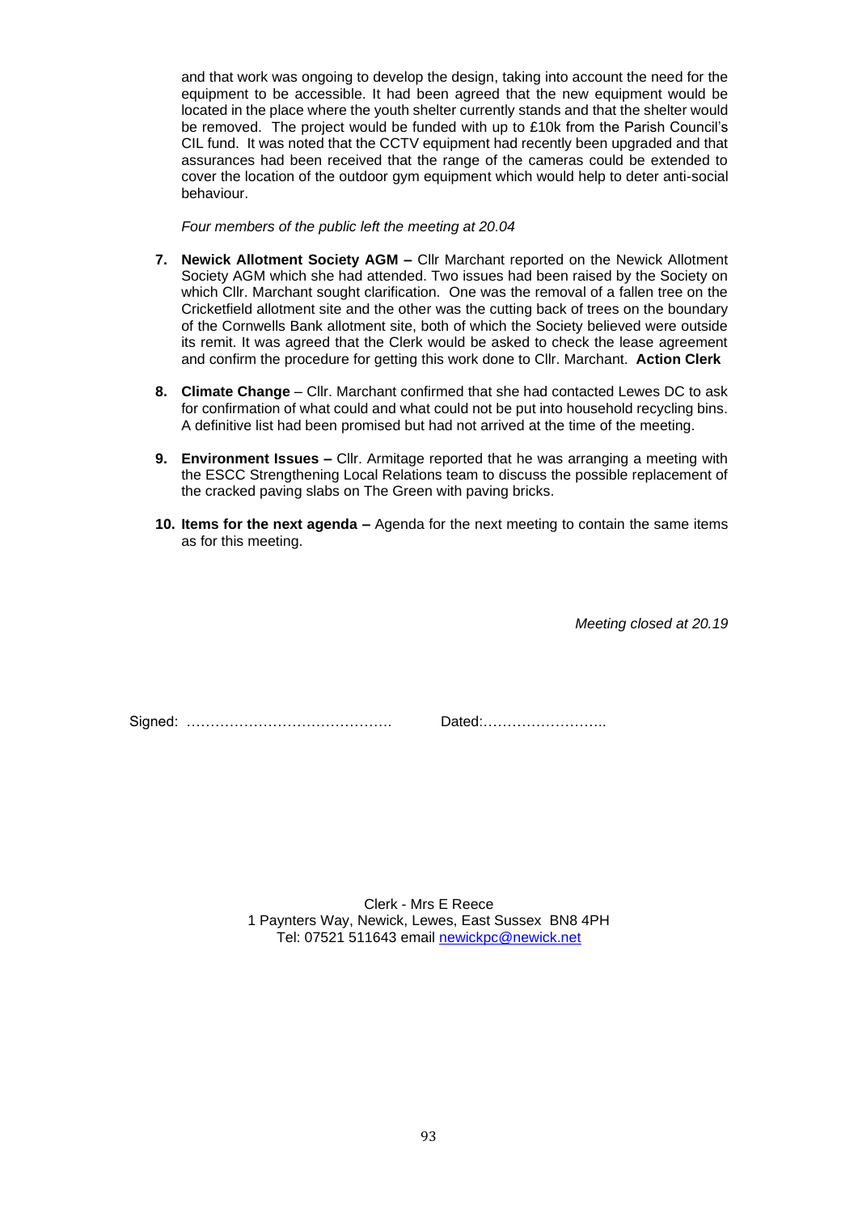and that work was ongoing to develop the design, taking into account the need for the equipment to be accessible. It had been agreed that the new equipment would be located in the place where the youth shelter currently stands and that the shelter would be removed. The project would be funded with up to £10k from the Parish Council's CIL fund. It was noted that the CCTV equipment had recently been upgraded and that assurances had been received that the range of the cameras could be extended to cover the location of the outdoor gym equipment which would help to deter anti-social behaviour.

*Four members of the public left the meeting at 20.04*

7. **Newick Allotment Society AGM –** Cllr Marchant reported on the Newick Allotment Society AGM which she had attended. Two issues had been raised by the Society on which Cllr. Marchant sought clarification. One was the removal of a fallen tree on the Cricketfield allotment site and the other was the cutting back of trees on the boundary of the Cornwells Bank allotment site, both of which the Society believed were outside its remit. It was agreed that the Clerk would be asked to check the lease agreement and confirm the procedure for getting this work done to Cllr. Marchant. **Action Clerk**

8. **Climate Change** – Cllr. Marchant confirmed that she had contacted Lewes DC to ask for confirmation of what could and what could not be put into household recycling bins. A definitive list had been promised but had not arrived at the time of the meeting.

9. **Environment Issues –** Cllr. Armitage reported that he was arranging a meeting with the ESCC Strengthening Local Relations team to discuss the possible replacement of the cracked paving slabs on The Green with paving bricks.

10. **Items for the next agenda –** Agenda for the next meeting to contain the same items as for this meeting.

*Meeting closed at 20.19*

Signed: …………………………………….   Dated:……………………..

Clerk - Mrs E Reece
1 Paynters Way, Newick, Lewes, East Sussex BN8 4PH
Tel: 07521 511643 email newickpc@newick.net